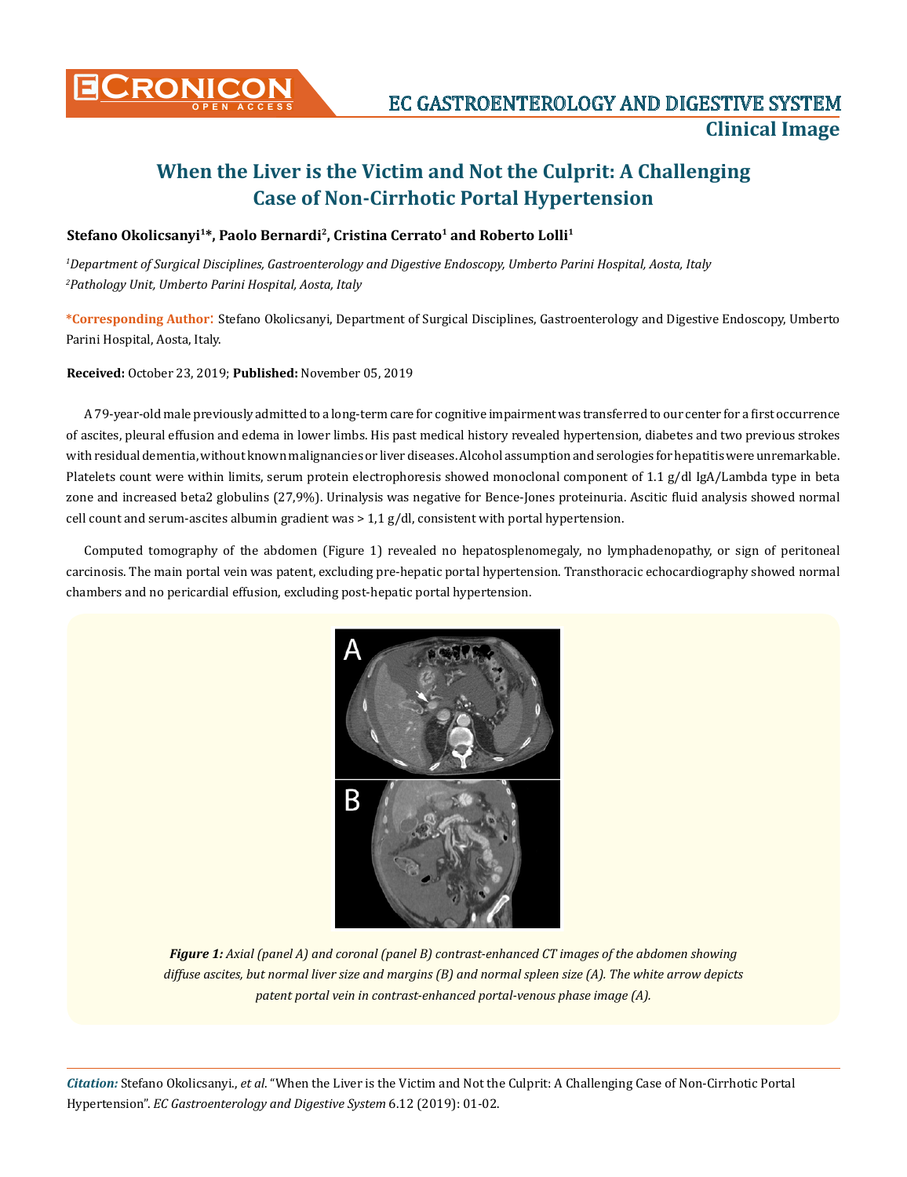# When the Liver is the Victim and Not the Culprit: A Challenging Case of Non-Cirrhotic Portal Hypertension

**Stefano Okolicsanyi[1]*, Paolo Bernardi[2], Cristina Cerrato[1] and Roberto Lolli[1]**

*[1]Department of Surgical Disciplines, Gastroenterology and Digestive Endoscopy, Umberto Parini Hospital, Aosta, Italy*
*[2]Pathology Unit, Umberto Parini Hospital, Aosta, Italy*

**\*Corresponding Author:** Stefano Okolicsanyi, Department of Surgical Disciplines, Gastroenterology and Digestive Endoscopy, Umberto Parini Hospital, Aosta, Italy.

**Received:** October 23, 2019; **Published:** November 05, 2019

A 79-year-old male previously admitted to a long-term care for cognitive impairment was transferred to our center for a first occurrence of ascites, pleural effusion and edema in lower limbs. His past medical history revealed hypertension, diabetes and two previous strokes with residual dementia, without known malignancies or liver diseases. Alcohol assumption and serologies for hepatitis were unremarkable. Platelets count were within limits, serum protein electrophoresis showed monoclonal component of 1.1 g/dl IgA/Lambda type in beta zone and increased beta2 globulins (27,9%). Urinalysis was negative for Bence-Jones proteinuria. Ascitic fluid analysis showed normal cell count and serum-ascites albumin gradient was > 1,1 g/dl, consistent with portal hypertension.

Computed tomography of the abdomen (Figure 1) revealed no hepatosplenomegaly, no lymphadenopathy, or sign of peritoneal carcinosis. The main portal vein was patent, excluding pre-hepatic portal hypertension. Transthoracic echocardiography showed normal chambers and no pericardial effusion, excluding post-hepatic portal hypertension.

***Figure 1:*** *Axial (panel A) and coronal (panel B) contrast-enhanced CT images of the abdomen showing diffuse ascites, but normal liver size and margins (B) and normal spleen size (A). The white arrow depicts patent portal vein in contrast-enhanced portal-venous phase image (A).*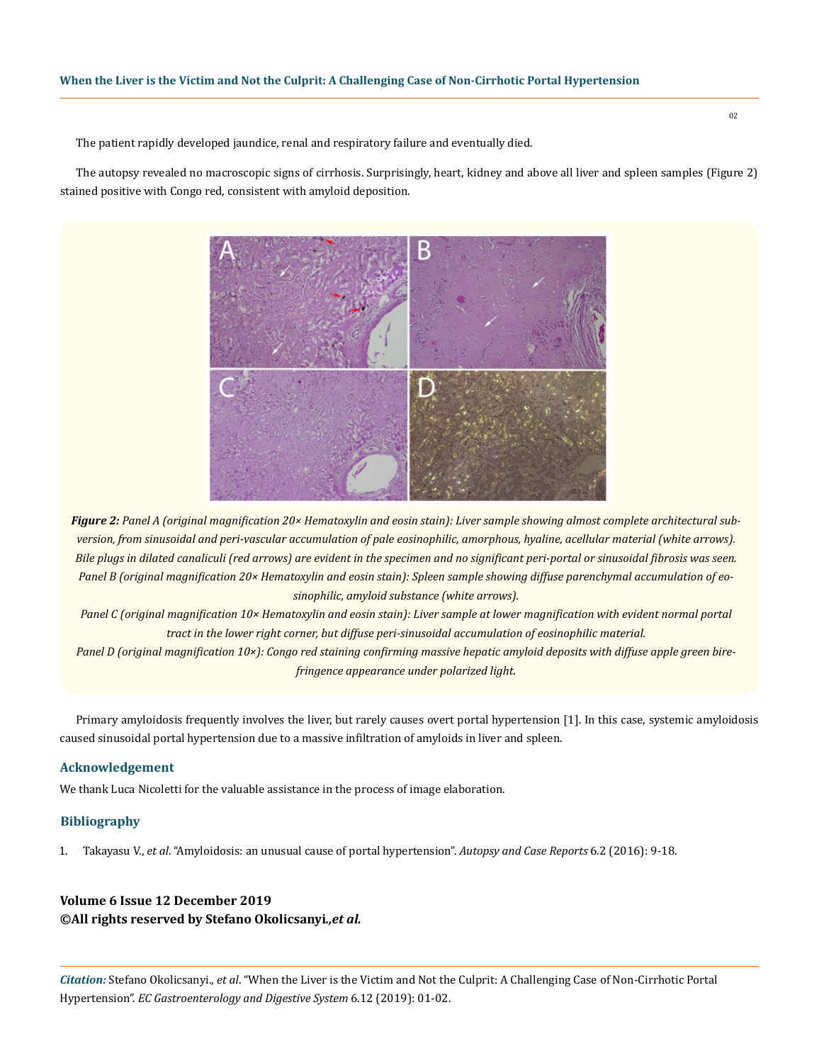The patient rapidly developed jaundice, renal and respiratory failure and eventually died.

The autopsy revealed no macroscopic signs of cirrhosis. Surprisingly, heart, kidney and above all liver and spleen samples (Figure 2) stained positive with Congo red, consistent with amyloid deposition.

***Figure 2:*** *Panel A (original magnification 20× Hematoxylin and eosin stain): Liver sample showing almost complete architectural subversion, from sinusoidal and peri-vascular accumulation of pale eosinophilic, amorphous, hyaline, acellular material (white arrows). Bile plugs in dilated canaliculi (red arrows) are evident in the specimen and no significant peri-portal or sinusoidal fibrosis was seen.*
*Panel B (original magnification 20× Hematoxylin and eosin stain): Spleen sample showing diffuse parenchymal accumulation of eosinophilic, amyloid substance (white arrows).*
*Panel C (original magnification 10× Hematoxylin and eosin stain): Liver sample at lower magnification with evident normal portal tract in the lower right corner, but diffuse peri-sinusoidal accumulation of eosinophilic material.*
*Panel D (original magnification 10×): Congo red staining confirming massive hepatic amyloid deposits with diffuse apple green birefringence appearance under polarized light.*

Primary amyloidosis frequently involves the liver, but rarely causes overt portal hypertension [1]. In this case, systemic amyloidosis caused sinusoidal portal hypertension due to a massive infiltration of amyloids in liver and spleen.

## Acknowledgement

We thank Luca Nicoletti for the valuable assistance in the process of image elaboration.

## Bibliography

1. Takayasu V., *et al*. "Amyloidosis: an unusual cause of portal hypertension". *Autopsy and Case Reports* 6.2 (2016): 9-18.

**Volume 6 Issue 12 December 2019**
**©All rights reserved by Stefano Okolicsanyi.,*et al.***